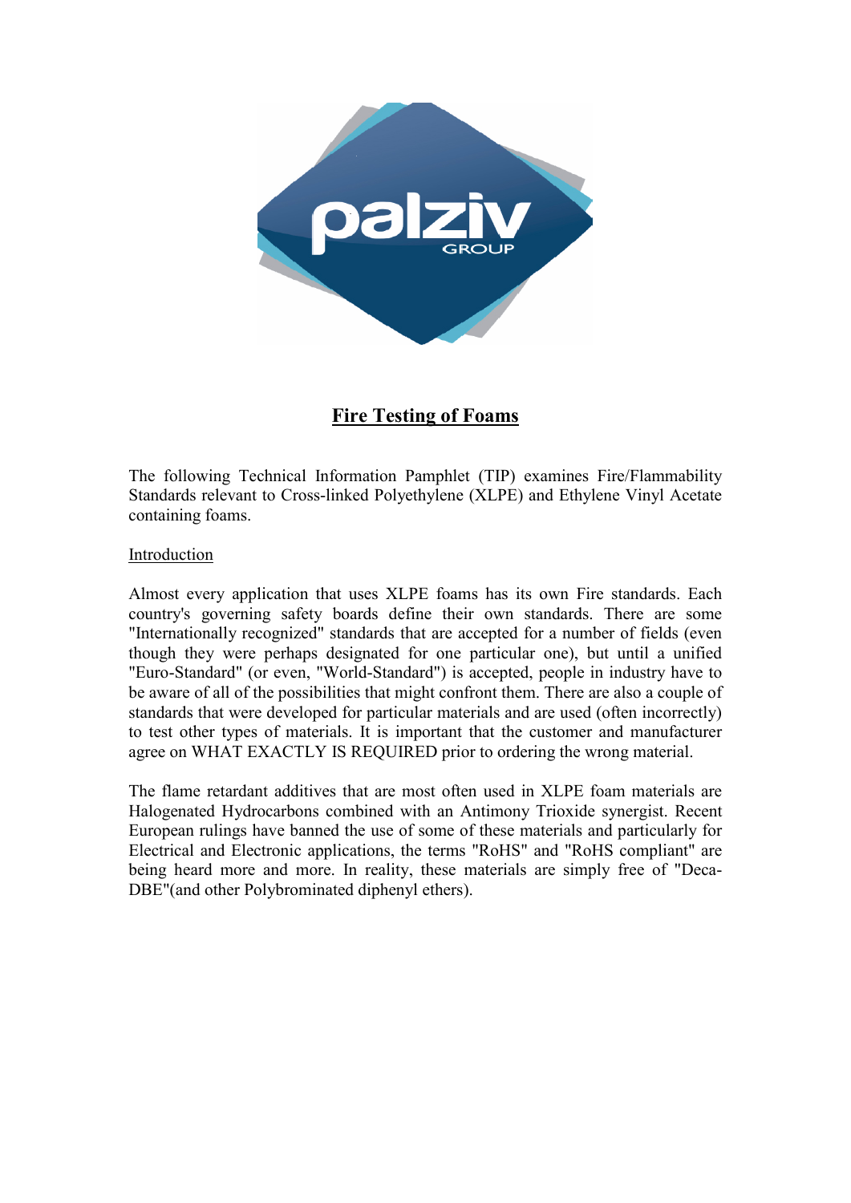# Fire Testing of Foams

The following Technical Information Pamphlet (TIP) examines Fire/Flammability Standards relevant to Cross-linked Polyethylene (XLPE) and Ethylene Vinyl Acetate containing foams.

## Introduction

Almost every application that uses XLPE foams has its own Fire standards. Each country's governing safety boards define their own standards. There are some "Internationally recognized" standards that are accepted for a number of fields (even though they were perhaps designated for one particular one), but until a unified "Euro-Standard" (or even, "World-Standard") is accepted, people in industry have to be aware of all of the possibilities that might confront them. There are also a couple of standards that were developed for particular materials and are used (often incorrectly) to test other types of materials. It is important that the customer and manufacturer agree on WHAT EXACTLY IS REQUIRED prior to ordering the wrong material.

The flame retardant additives that are most often used in XLPE foam materials are Halogenated Hydrocarbons combined with an Antimony Trioxide synergist. Recent European rulings have banned the use of some of these materials and particularly for Electrical and Electronic applications, the terms "RoHS" and "RoHS compliant" are being heard more and more. In reality, these materials are simply free of "Deca-DBE"(and other Polybrominated diphenyl ethers).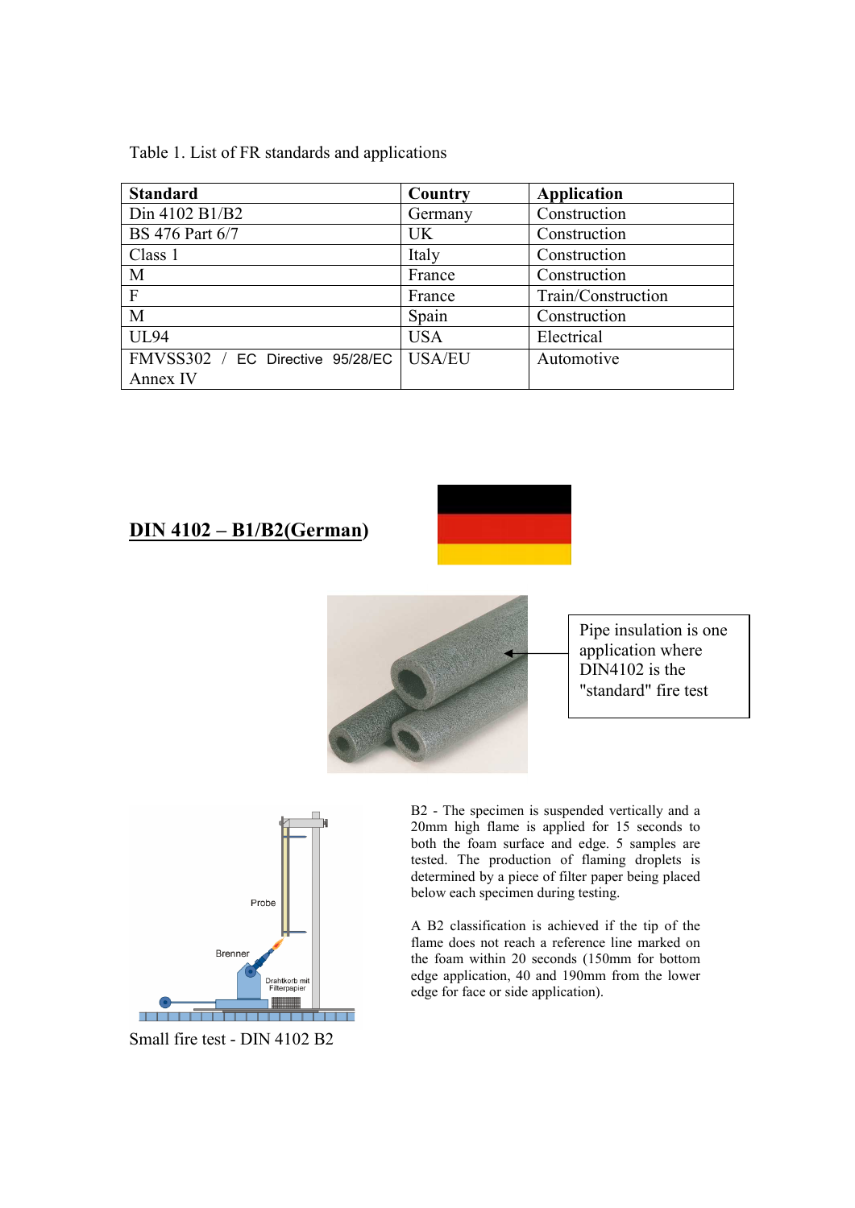Table 1. List of FR standards and applications

| Standard | Country | Application |
|---|---|---|
| Din 4102 B1/B2 | Germany | Construction |
| BS 476 Part 6/7 | UK | Construction |
| Class 1 | Italy | Construction |
| M | France | Construction |
| F | France | Train/Construction |
| M | Spain | Construction |
| UL94 | USA | Electrical |
| FMVSS302 / EC Directive 95/28/EC Annex IV | USA/EU | Automotive |

## DIN 4102 – B1/B2(German)

Pipe insulation is one application where DIN4102 is the "standard" fire test

Small fire test - DIN 4102 B2

B2 - The specimen is suspended vertically and a 20mm high flame is applied for 15 seconds to both the foam surface and edge. 5 samples are tested. The production of flaming droplets is determined by a piece of filter paper being placed below each specimen during testing.

A B2 classification is achieved if the tip of the flame does not reach a reference line marked on the foam within 20 seconds (150mm for bottom edge application, 40 and 190mm from the lower edge for face or side application).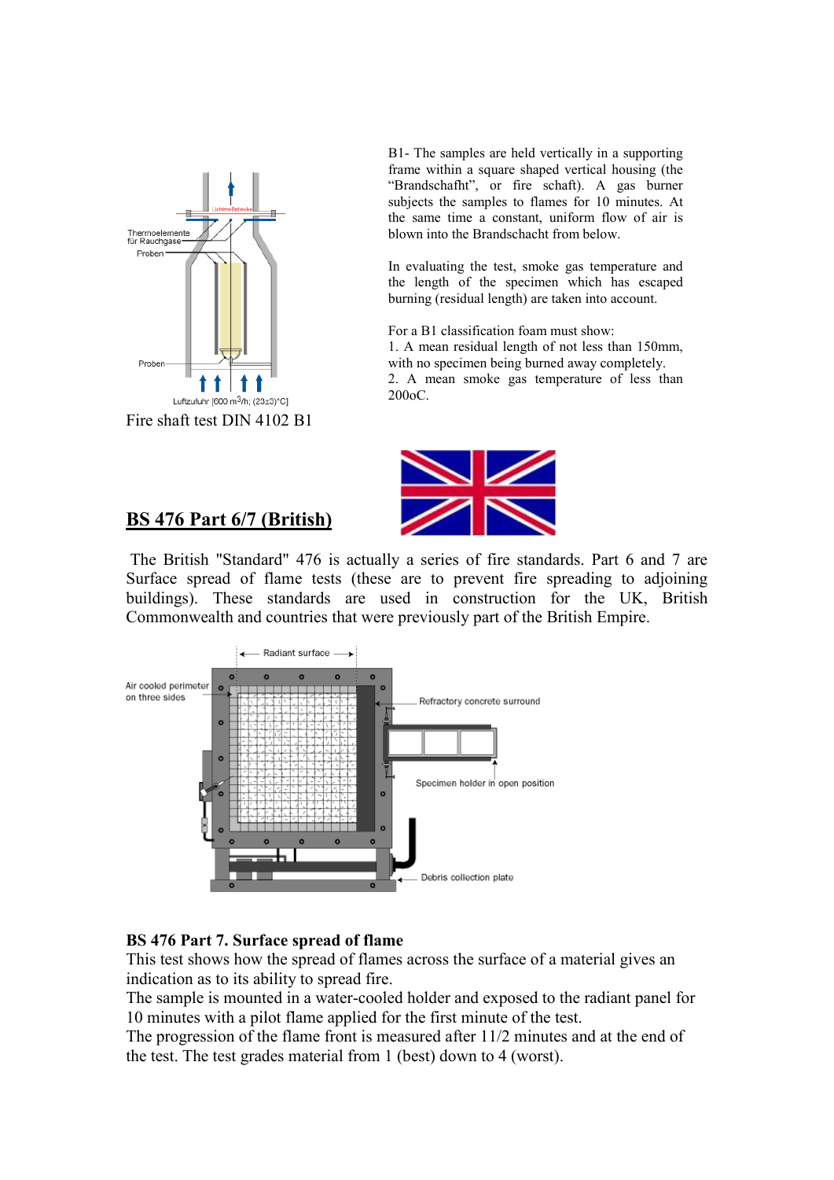Fire shaft test DIN 4102 B1

B1- The samples are held vertically in a supporting frame within a square shaped vertical housing (the “Brandschafht”, or fire schaft). A gas burner subjects the samples to flames for 10 minutes. At the same time a constant, uniform flow of air is blown into the Brandschacht from below.

In evaluating the test, smoke gas temperature and the length of the specimen which has escaped burning (residual length) are taken into account.

For a B1 classification foam must show:

1. A mean residual length of not less than 150mm, with no specimen being burned away completely.
2. A mean smoke gas temperature of less than 200oC.

## BS 476 Part 6/7 (British)

The British "Standard" 476 is actually a series of fire standards. Part 6 and 7 are Surface spread of flame tests (these are to prevent fire spreading to adjoining buildings). These standards are used in construction for the UK, British Commonwealth and countries that were previously part of the British Empire.

**BS 476 Part 7. Surface spread of flame**

This test shows how the spread of flames across the surface of a material gives an indication as to its ability to spread fire.

The sample is mounted in a water-cooled holder and exposed to the radiant panel for 10 minutes with a pilot flame applied for the first minute of the test.

The progression of the flame front is measured after 11/2 minutes and at the end of the test. The test grades material from 1 (best) down to 4 (worst).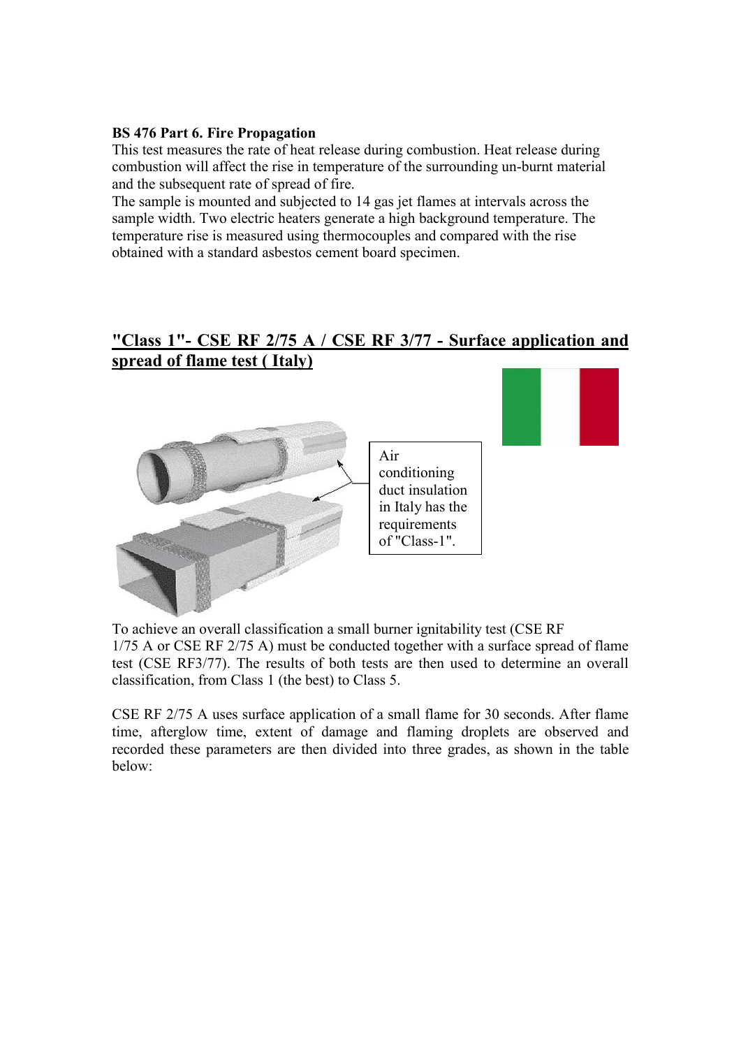**BS 476 Part 6. Fire Propagation**

This test measures the rate of heat release during combustion. Heat release during combustion will affect the rise in temperature of the surrounding un-burnt material and the subsequent rate of spread of fire.

The sample is mounted and subjected to 14 gas jet flames at intervals across the sample width. Two electric heaters generate a high background temperature. The temperature rise is measured using thermocouples and compared with the rise obtained with a standard asbestos cement board specimen.

## "Class 1"- CSE RF 2/75 A / CSE RF 3/77 - Surface application and spread of flame test ( Italy)

Air conditioning duct insulation in Italy has the requirements of "Class-1".

To achieve an overall classification a small burner ignitability test (CSE RF 1/75 A or CSE RF 2/75 A) must be conducted together with a surface spread of flame test (CSE RF3/77). The results of both tests are then used to determine an overall classification, from Class 1 (the best) to Class 5.

CSE RF 2/75 A uses surface application of a small flame for 30 seconds. After flame time, afterglow time, extent of damage and flaming droplets are observed and recorded these parameters are then divided into three grades, as shown in the table below: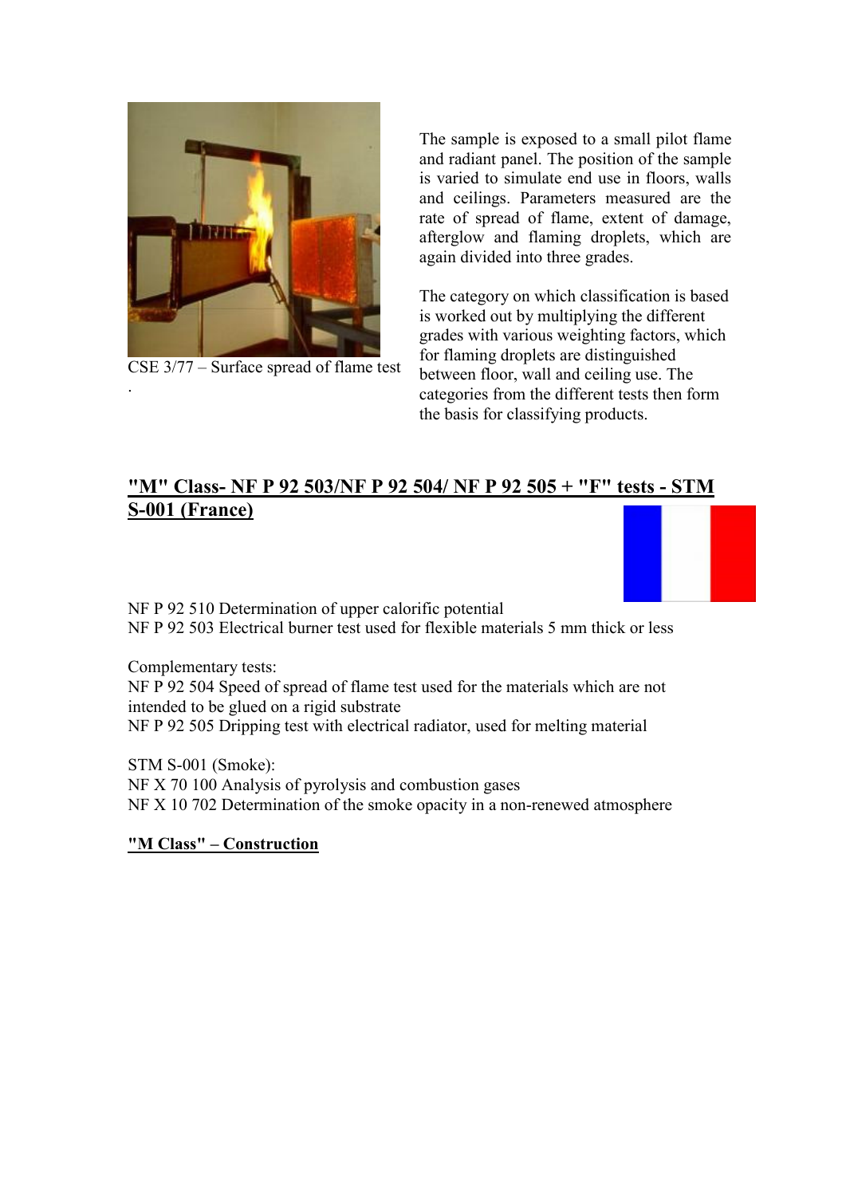CSE 3/77 – Surface spread of flame test

The sample is exposed to a small pilot flame and radiant panel. The position of the sample is varied to simulate end use in floors, walls and ceilings. Parameters measured are the rate of spread of flame, extent of damage, afterglow and flaming droplets, which are again divided into three grades.

The category on which classification is based is worked out by multiplying the different grades with various weighting factors, which for flaming droplets are distinguished between floor, wall and ceiling use. The categories from the different tests then form the basis for classifying products.

## "M" Class- NF P 92 503/NF P 92 504/ NF P 92 505 + "F" tests - STM S-001 (France)

NF P 92 510 Determination of upper calorific potential
NF P 92 503 Electrical burner test used for flexible materials 5 mm thick or less

Complementary tests:
NF P 92 504 Speed of spread of flame test used for the materials which are not intended to be glued on a rigid substrate
NF P 92 505 Dripping test with electrical radiator, used for melting material

STM S-001 (Smoke):
NF X 70 100 Analysis of pyrolysis and combustion gases
NF X 10 702 Determination of the smoke opacity in a non-renewed atmosphere

### "M Class" – Construction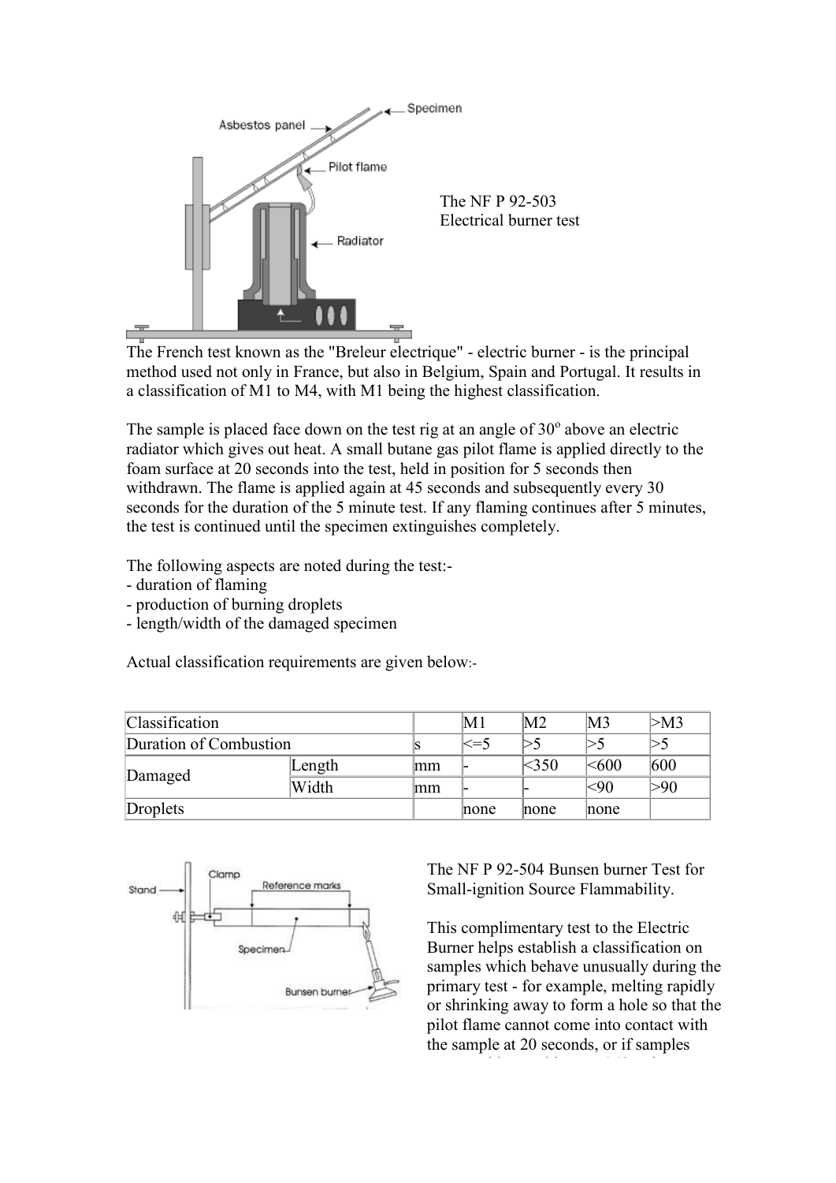The NF P 92-503 Electrical burner test

The French test known as the "Breleur electrique" - electric burner - is the principal method used not only in France, but also in Belgium, Spain and Portugal. It results in a classification of M1 to M4, with M1 being the highest classification.

The sample is placed face down on the test rig at an angle of 30° above an electric radiator which gives out heat. A small butane gas pilot flame is applied directly to the foam surface at 20 seconds into the test, held in position for 5 seconds then withdrawn. The flame is applied again at 45 seconds and subsequently every 30 seconds for the duration of the 5 minute test. If any flaming continues after 5 minutes, the test is continued until the specimen extinguishes completely.

The following aspects are noted during the test:-
- duration of flaming
- production of burning droplets
- length/width of the damaged specimen

Actual classification requirements are given below:-

| Classification | | | M1 | M2 | M3 | >M3 |
|---|---|---|---|---|---|---|
| Duration of Combustion | | s | <=5 | >5 | >5 | >5 |
| Damaged | Length | mm | - | <350 | <600 | 600 |
| | Width | mm | - | - | <90 | >90 |
| Droplets | | | none | none | none | |

The NF P 92-504 Bunsen burner Test for Small-ignition Source Flammability.

This complimentary test to the Electric Burner helps establish a classification on samples which behave unusually during the primary test - for example, melting rapidly or shrinking away to form a hole so that the pilot flame cannot come into contact with the sample at 20 seconds, or if samples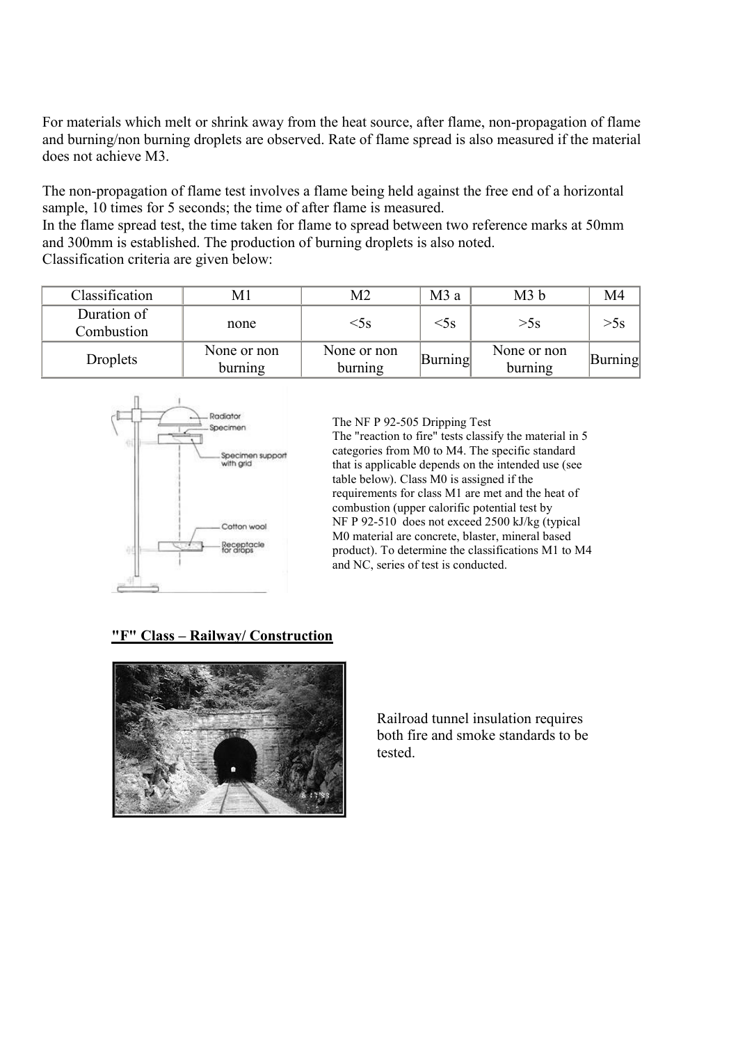For materials which melt or shrink away from the heat source, after flame, non-propagation of flame and burning/non burning droplets are observed. Rate of flame spread is also measured if the material does not achieve M3.

The non-propagation of flame test involves a flame being held against the free end of a horizontal sample, 10 times for 5 seconds; the time of after flame is measured.
In the flame spread test, the time taken for flame to spread between two reference marks at 50mm and 300mm is established. The production of burning droplets is also noted.
Classification criteria are given below:

| Classification | M1 | M2 | M3 a | M3 b | M4 |
|---|---|---|---|---|---|
| Duration of Combustion | none | <5s | <5s | >5s | >5s |
| Droplets | None or non burning | None or non burning | Burning | None or non burning | Burning |

The NF P 92-505 Dripping Test
The "reaction to fire" tests classify the material in 5 categories from M0 to M4. The specific standard that is applicable depends on the intended use (see table below). Class M0 is assigned if the requirements for class M1 are met and the heat of combustion (upper calorific potential test by NF P 92-510 does not exceed 2500 kJ/kg (typical M0 material are concrete, blaster, mineral based product). To determine the classifications M1 to M4 and NC, series of test is conducted.

**"F" Class – Railway/ Construction**

Railroad tunnel insulation requires both fire and smoke standards to be tested.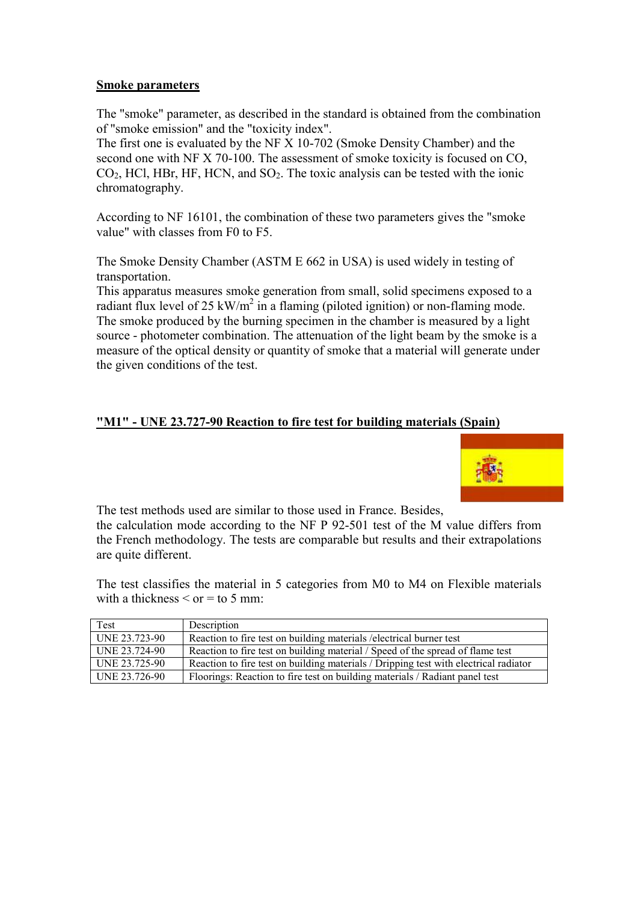**Smoke parameters**

The "smoke" parameter, as described in the standard is obtained from the combination of "smoke emission" and the "toxicity index".
The first one is evaluated by the NF X 10-702 (Smoke Density Chamber) and the second one with NF X 70-100. The assessment of smoke toxicity is focused on CO, $CO_2$, HCl, HBr, HF, HCN, and $SO_2$. The toxic analysis can be tested with the ionic chromatography.

According to NF 16101, the combination of these two parameters gives the "smoke value" with classes from F0 to F5.

The Smoke Density Chamber (ASTM E 662 in USA) is used widely in testing of transportation.
This apparatus measures smoke generation from small, solid specimens exposed to a radiant flux level of 25 $kW/m^2$ in a flaming (piloted ignition) or non-flaming mode. The smoke produced by the burning specimen in the chamber is measured by a light source - photometer combination. The attenuation of the light beam by the smoke is a measure of the optical density or quantity of smoke that a material will generate under the given conditions of the test.

**"M1" - UNE 23.727-90 Reaction to fire test for building materials (Spain)**

The test methods used are similar to those used in France. Besides, the calculation mode according to the NF P 92-501 test of the M value differs from the French methodology. The tests are comparable but results and their extrapolations are quite different.

The test classifies the material in 5 categories from M0 to M4 on Flexible materials with a thickness < or = to 5 mm:

| Test | Description |
|---|---|
| UNE 23.723-90 | Reaction to fire test on building materials /electrical burner test |
| UNE 23.724-90 | Reaction to fire test on building material / Speed of the spread of flame test |
| UNE 23.725-90 | Reaction to fire test on building materials / Dripping test with electrical radiator |
| UNE 23.726-90 | Floorings: Reaction to fire test on building materials / Radiant panel test |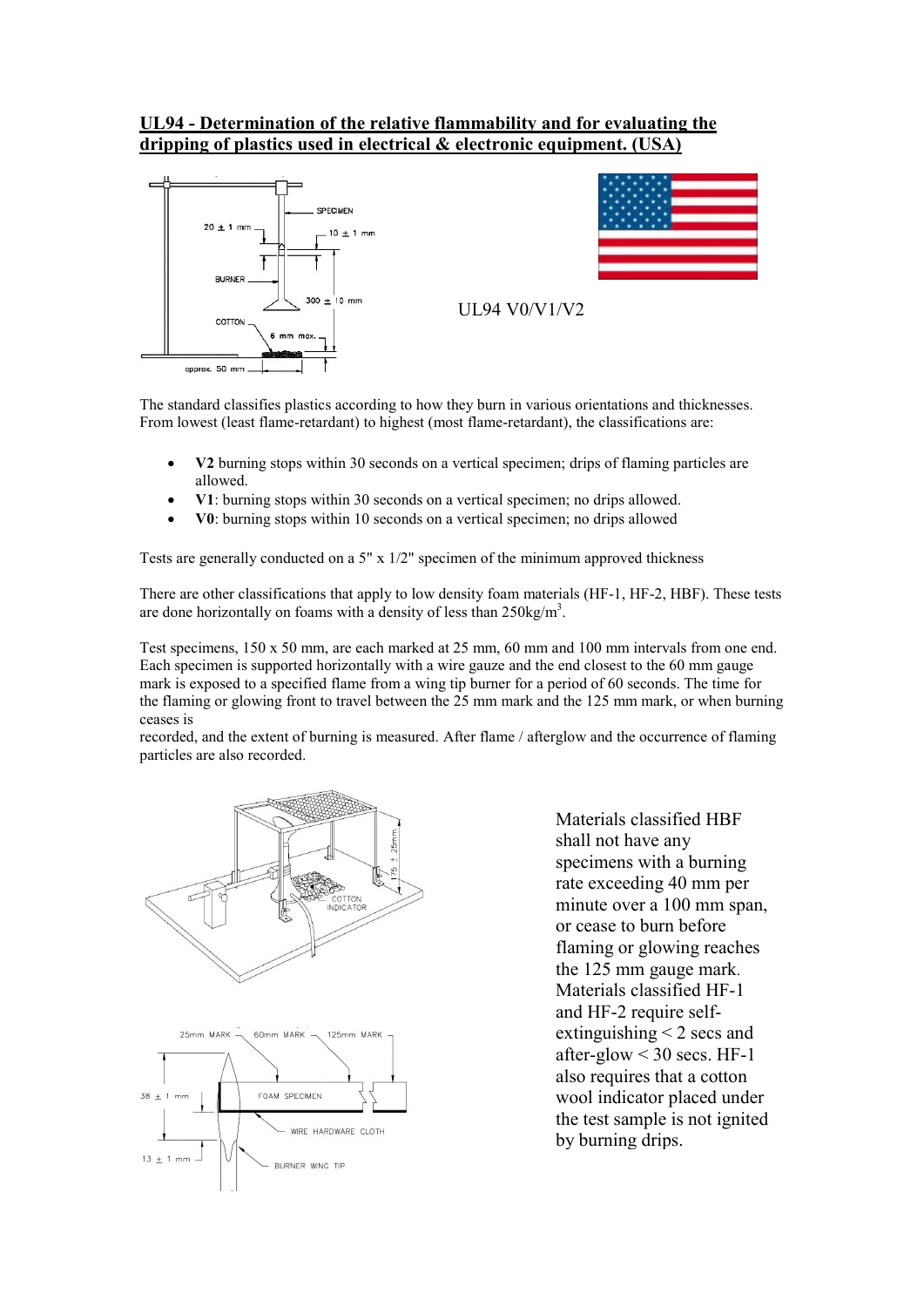## UL94 - Determination of the relative flammability and for evaluating the dripping of plastics used in electrical & electronic equipment. (USA)

UL94 V0/V1/V2

The standard classifies plastics according to how they burn in various orientations and thicknesses. From lowest (least flame-retardant) to highest (most flame-retardant), the classifications are:

- **V2** burning stops within 30 seconds on a vertical specimen; drips of flaming particles are allowed.
- **V1**: burning stops within 30 seconds on a vertical specimen; no drips allowed.
- **V0**: burning stops within 10 seconds on a vertical specimen; no drips allowed

Tests are generally conducted on a 5" x 1/2" specimen of the minimum approved thickness

There are other classifications that apply to low density foam materials (HF-1, HF-2, HBF). These tests are done horizontally on foams with a density of less than 250kg/m$^3$.

Test specimens, 150 x 50 mm, are each marked at 25 mm, 60 mm and 100 mm intervals from one end. Each specimen is supported horizontally with a wire gauze and the end closest to the 60 mm gauge mark is exposed to a specified flame from a wing tip burner for a period of 60 seconds. The time for the flaming or glowing front to travel between the 25 mm mark and the 125 mm mark, or when burning ceases is recorded, and the extent of burning is measured. After flame / afterglow and the occurrence of flaming particles are also recorded.

Materials classified HBF shall not have any specimens with a burning rate exceeding 40 mm per minute over a 100 mm span, or cease to burn before flaming or glowing reaches the 125 mm gauge mark. Materials classified HF-1 and HF-2 require self-extinguishing < 2 secs and after-glow < 30 secs. HF-1 also requires that a cotton wool indicator placed under the test sample is not ignited by burning drips.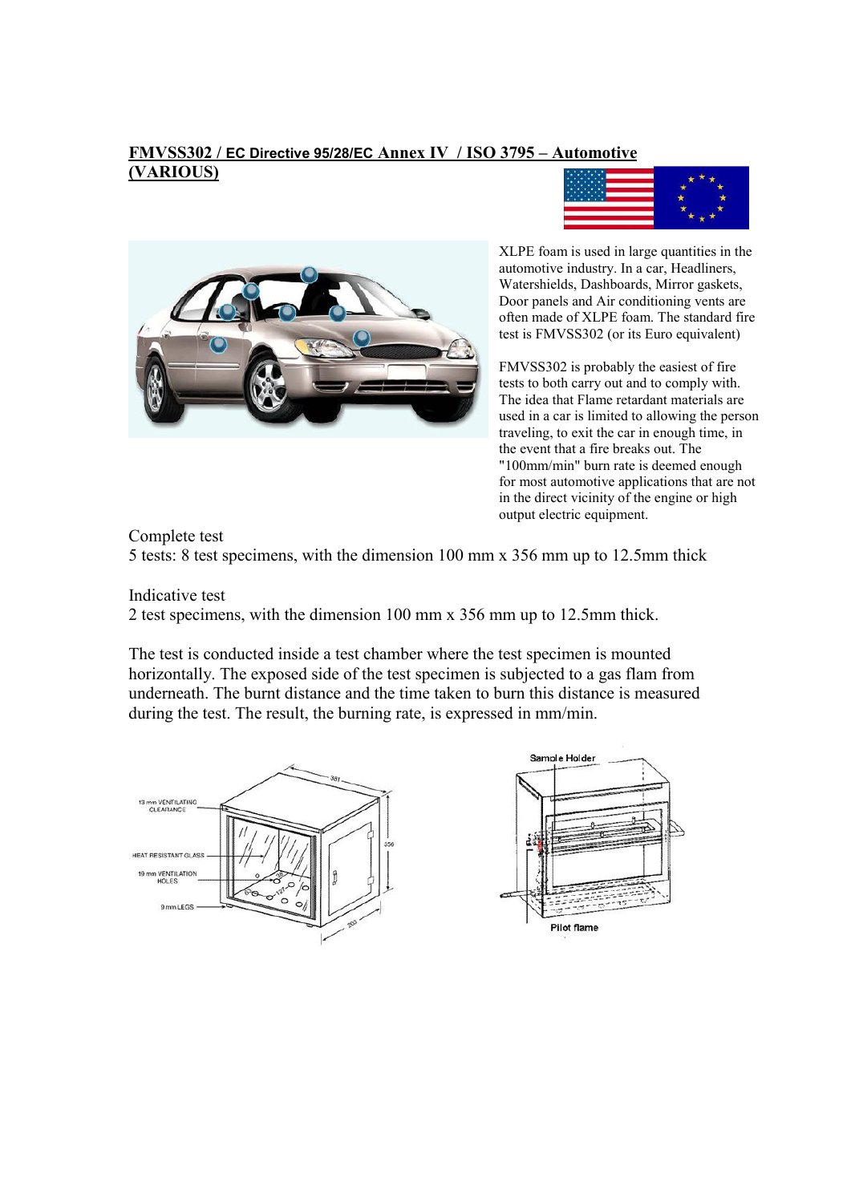## FMVSS302 / EC Directive 95/28/EC Annex IV / ISO 3795 – Automotive (VARIOUS)

XLPE foam is used in large quantities in the automotive industry. In a car, Headliners, Watershields, Dashboards, Mirror gaskets, Door panels and Air conditioning vents are often made of XLPE foam. The standard fire test is FMVSS302 (or its Euro equivalent)

FMVSS302 is probably the easiest of fire tests to both carry out and to comply with. The idea that Flame retardant materials are used in a car is limited to allowing the person traveling, to exit the car in enough time, in the event that a fire breaks out. The "100mm/min" burn rate is deemed enough for most automotive applications that are not in the direct vicinity of the engine or high output electric equipment.

Complete test
5 tests: 8 test specimens, with the dimension 100 mm x 356 mm up to 12.5mm thick

Indicative test
2 test specimens, with the dimension 100 mm x 356 mm up to 12.5mm thick.

The test is conducted inside a test chamber where the test specimen is mounted horizontally. The exposed side of the test specimen is subjected to a gas flam from underneath. The burnt distance and the time taken to burn this distance is measured during the test. The result, the burning rate, is expressed in mm/min.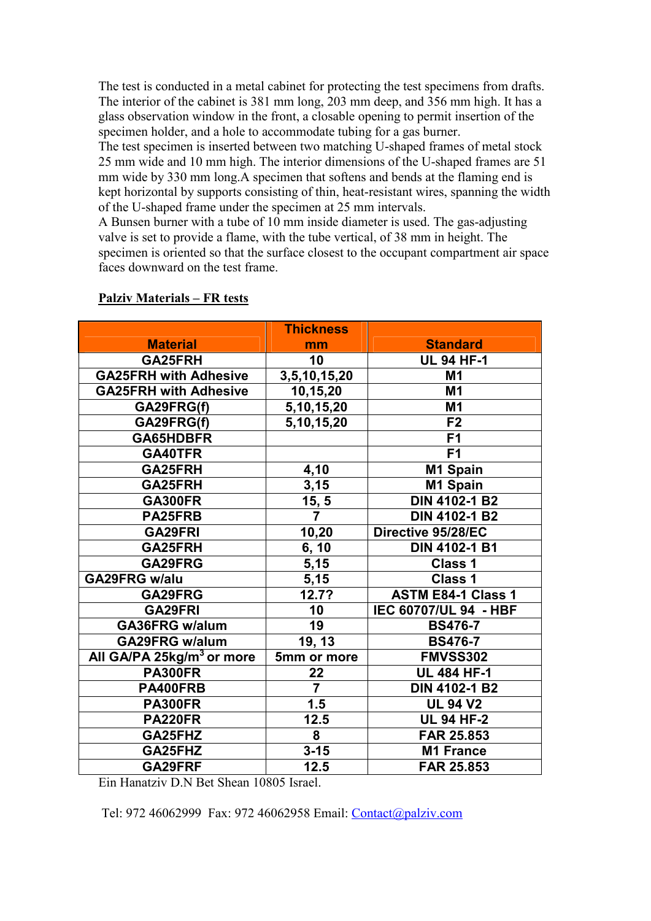The test is conducted in a metal cabinet for protecting the test specimens from drafts. The interior of the cabinet is 381 mm long, 203 mm deep, and 356 mm high. It has a glass observation window in the front, a closable opening to permit insertion of the specimen holder, and a hole to accommodate tubing for a gas burner.
The test specimen is inserted between two matching U-shaped frames of metal stock 25 mm wide and 10 mm high. The interior dimensions of the U-shaped frames are 51 mm wide by 330 mm long.A specimen that softens and bends at the flaming end is kept horizontal by supports consisting of thin, heat-resistant wires, spanning the width of the U-shaped frame under the specimen at 25 mm intervals.
A Bunsen burner with a tube of 10 mm inside diameter is used. The gas-adjusting valve is set to provide a flame, with the tube vertical, of 38 mm in height. The specimen is oriented so that the surface closest to the occupant compartment air space faces downward on the test frame.

**Palziv Materials – FR tests**

| Material | Thickness mm | Standard |
|---|---|---|
| GA25FRH | 10 | UL 94 HF-1 |
| GA25FRH with Adhesive | 3,5,10,15,20 | M1 |
| GA25FRH with Adhesive | 10,15,20 | M1 |
| GA29FRG(f) | 5,10,15,20 | M1 |
| GA29FRG(f) | 5,10,15,20 | F2 |
| GA65HDBFR | | F1 |
| GA40TFR | | F1 |
| GA25FRH | 4,10 | M1 Spain |
| GA25FRH | 3,15 | M1 Spain |
| GA300FR | 15, 5 | DIN 4102-1 B2 |
| PA25FRB | 7 | DIN 4102-1 B2 |
| GA29FRI | 10,20 | Directive 95/28/EC |
| GA25FRH | 6, 10 | DIN 4102-1 B1 |
| GA29FRG | 5,15 | Class 1 |
| GA29FRG w/alu | 5,15 | Class 1 |
| GA29FRG | 12.7? | ASTM E84-1 Class 1 |
| GA29FRI | 10 | IEC 60707/UL 94 - HBF |
| GA36FRG w/alum | 19 | BS476-7 |
| GA29FRG w/alum | 19, 13 | BS476-7 |
| All GA/PA 25kg/m$^3$ or more | 5mm or more | FMVSS302 |
| PA300FR | 22 | UL 484 HF-1 |
| PA400FRB | 7 | DIN 4102-1 B2 |
| PA300FR | 1.5 | UL 94 V2 |
| PA220FR | 12.5 | UL 94 HF-2 |
| GA25FHZ | 8 | FAR 25.853 |
| GA25FHZ | 3-15 | M1 France |
| GA29FRF | 12.5 | FAR 25.853 |

Ein Hanatziv D.N Bet Shean 10805 Israel.

Tel: 972 46062999 Fax: 972 46062958 Email: Contact@palziv.com